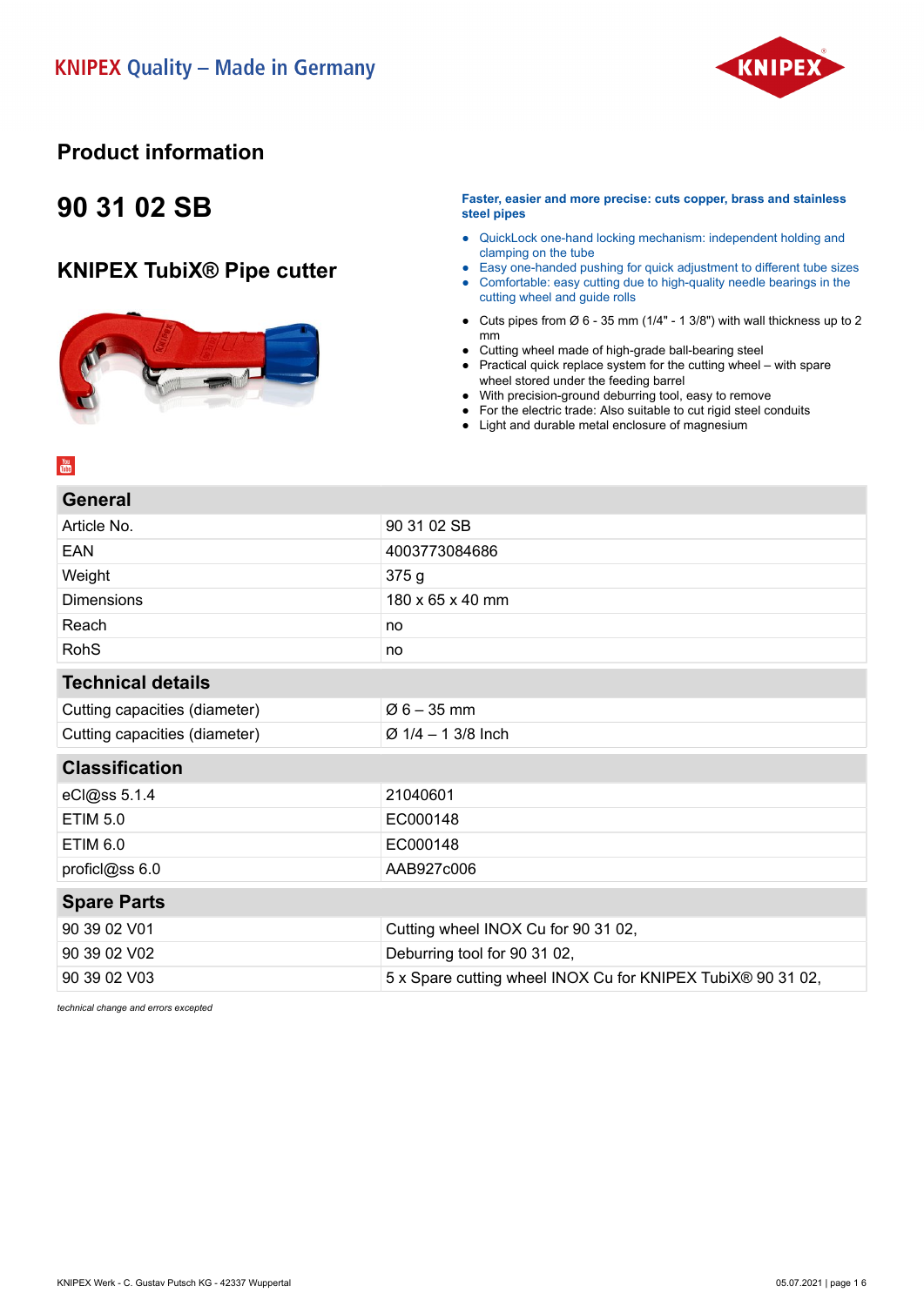KNIPEX Quality – Made in Germany

# Product information

## 90 31 02 SB

## KNIPEX TubiX® Pipe cutter

**Faster, easier and more precise: cuts copper, brass and stainless steel pipes**

- QuickLock one-hand locking mechanism: independent holding and clamping on the tube
- Easy one-handed pushing for quick adjustment to different tube sizes
- Comfortable: easy cutting due to high-quality needle bearings in the cutting wheel and guide rolls

- Cuts pipes from Ø 6 - 35 mm (1/4" - 1 3/8") with wall thickness up to 2 mm
- Cutting wheel made of high-grade ball-bearing steel
- Practical quick replace system for the cutting wheel – with spare wheel stored under the feeding barrel
- With precision-ground deburring tool, easy to remove
- For the electric trade: Also suitable to cut rigid steel conduits
- Light and durable metal enclosure of magnesium

| General | |
|---|---|
| Article No. | 90 31 02 SB |
| EAN | 4003773084686 |
| Weight | 375 g |
| Dimensions | 180 x 65 x 40 mm |
| Reach | no |
| RohS | no |

| Technical details | |
|---|---|
| Cutting capacities (diameter) | Ø 6 – 35 mm |
| Cutting capacities (diameter) | Ø 1/4 – 1 3/8 Inch |

| Classification | |
|---|---|
| eCl@ss 5.1.4 | 21040601 |
| ETIM 5.0 | EC000148 |
| ETIM 6.0 | EC000148 |
| proficl@ss 6.0 | AAB927c006 |

| Spare Parts | |
|---|---|
| 90 39 02 V01 | Cutting wheel INOX Cu for 90 31 02, |
| 90 39 02 V02 | Deburring tool for 90 31 02, |
| 90 39 02 V03 | 5 x Spare cutting wheel INOX Cu for KNIPEX TubiX® 90 31 02, |

*technical change and errors excepted*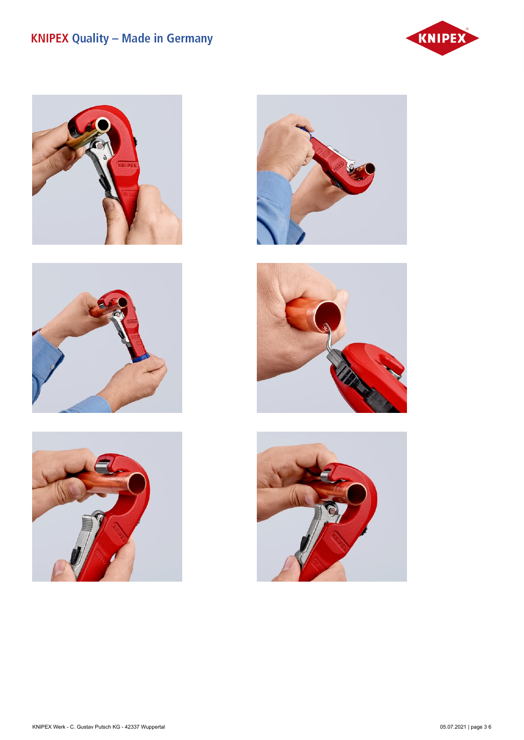KNIPEX Quality – Made in Germany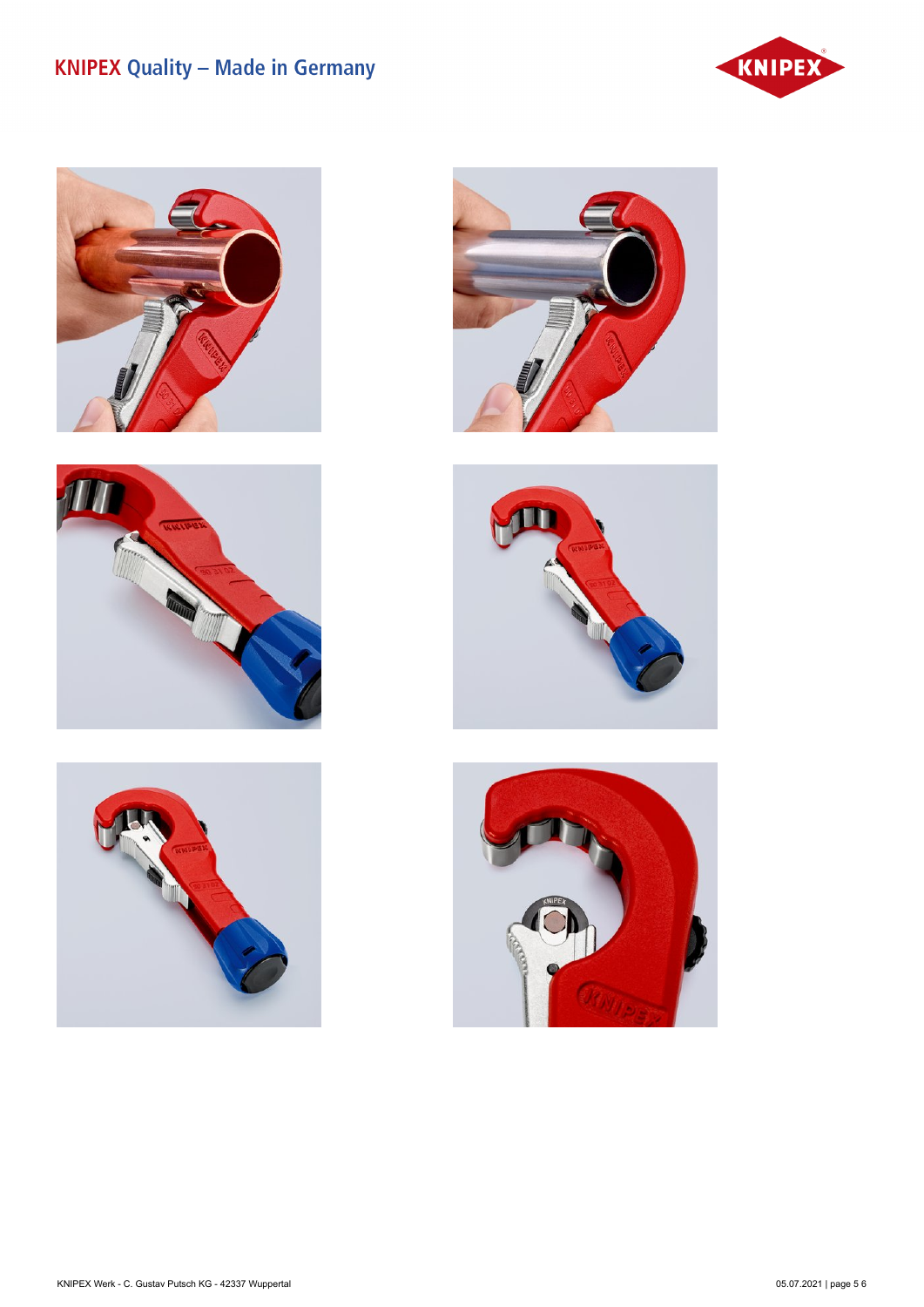KNIPEX Quality – Made in Germany